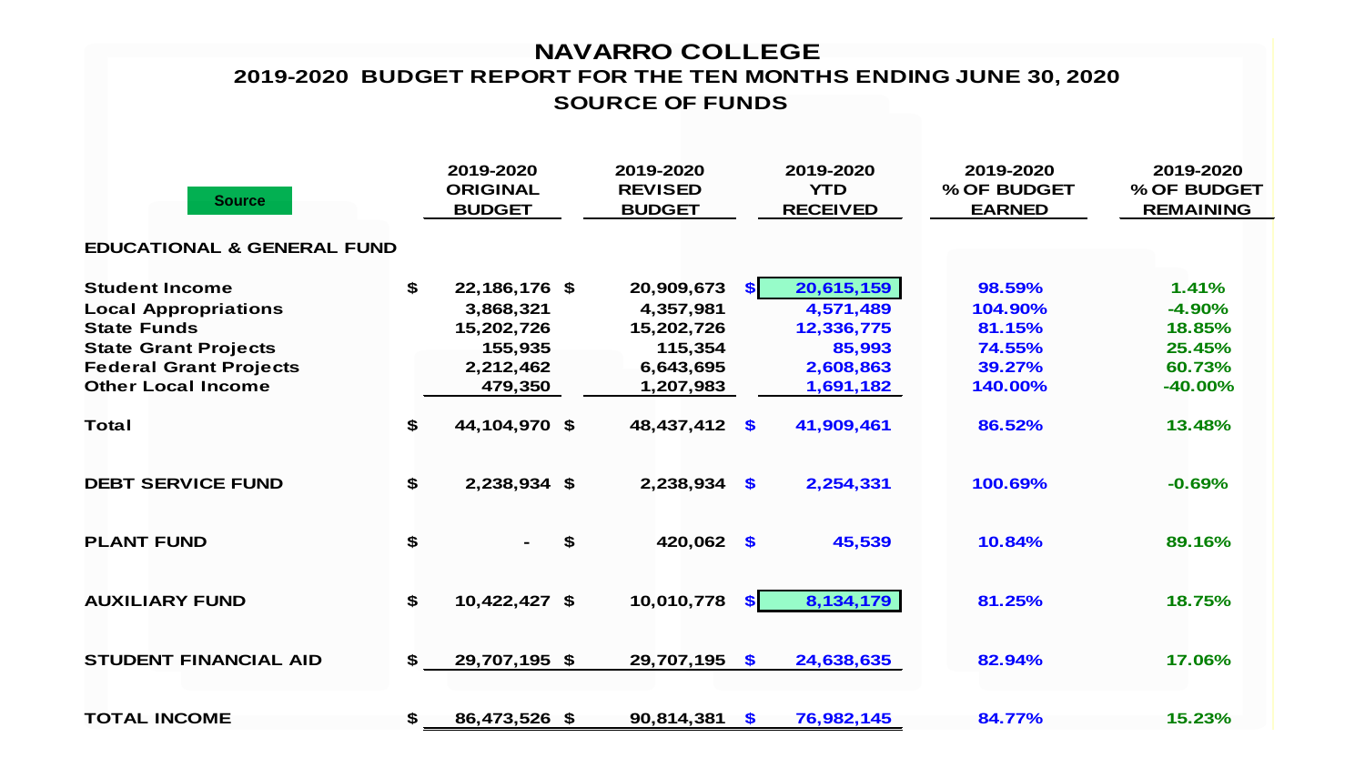# NAVARRO COLLEGE

## 2019-2020 BUDGET REPORT FOR THE TEN MONTHS ENDING JUNE 30, 2020

### SOURCE OF FUNDS

| Source | 2019-2020 ORIGINAL BUDGET | 2019-2020 REVISED BUDGET | 2019-2020 YTD RECEIVED | 2019-2020 % OF BUDGET EARNED | 2019-2020 % OF BUDGET REMAINING |
|---|---|---|---|---|---|
| **EDUCATIONAL & GENERAL FUND** | | | | | |
| **Student Income** | $ 22,186,176 | $ 20,909,673 | $ 20,615,159 | 98.59% | 1.41% |
| **Local Appropriations** | 3,868,321 | 4,357,981 | 4,571,489 | 104.90% | -4.90% |
| **State Funds** | 15,202,726 | 15,202,726 | 12,336,775 | 81.15% | 18.85% |
| **State Grant Projects** | 155,935 | 115,354 | 85,993 | 74.55% | 25.45% |
| **Federal Grant Projects** | 2,212,462 | 6,643,695 | 2,608,863 | 39.27% | 60.73% |
| **Other Local Income** | 479,350 | 1,207,983 | 1,691,182 | 140.00% | -40.00% |
| **Total** | $ 44,104,970 | $ 48,437,412 | $ 41,909,461 | 86.52% | 13.48% |
| **DEBT SERVICE FUND** | $ 2,238,934 | $ 2,238,934 | $ 2,254,331 | 100.69% | -0.69% |
| **PLANT FUND** | $ - | $ 420,062 | $ 45,539 | 10.84% | 89.16% |
| **AUXILIARY FUND** | $ 10,422,427 | $ 10,010,778 | $ 8,134,179 | 81.25% | 18.75% |
| **STUDENT FINANCIAL AID** | $ 29,707,195 | $ 29,707,195 | $ 24,638,635 | 82.94% | 17.06% |
| **TOTAL INCOME** | $ 86,473,526 | $ 90,814,381 | $ 76,982,145 | 84.77% | 15.23% |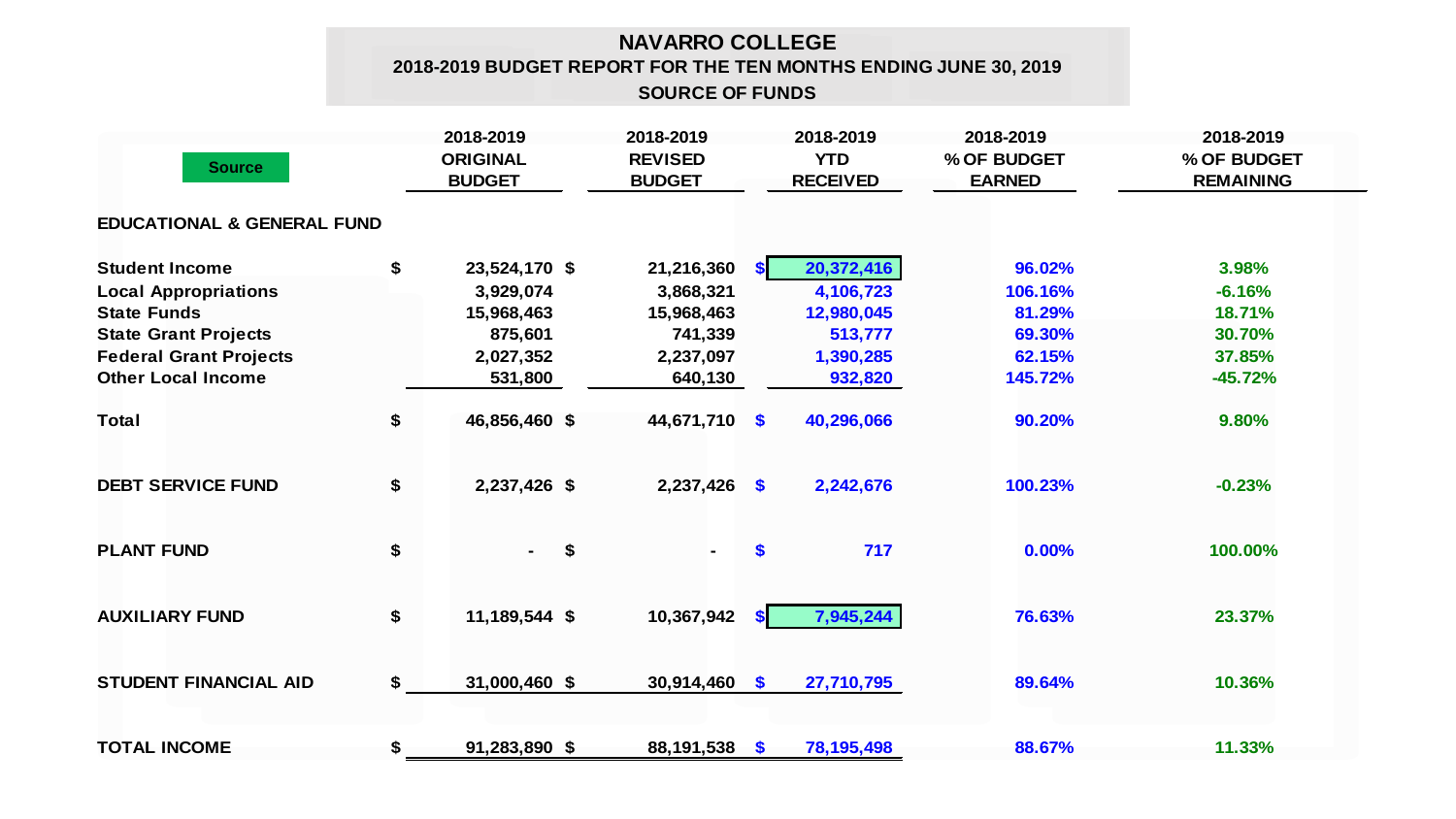# NAVARRO COLLEGE

## 2018-2019 BUDGET REPORT FOR THE TEN MONTHS ENDING JUNE 30, 2019

### SOURCE OF FUNDS

| Source | 2018-2019 ORIGINAL BUDGET | 2018-2019 REVISED BUDGET | 2018-2019 YTD RECEIVED | 2018-2019 % OF BUDGET EARNED | 2018-2019 % OF BUDGET REMAINING |
|---|---|---|---|---|---|
| **EDUCATIONAL & GENERAL FUND** | | | | | |
| Student Income | $ 23,524,170 | $ 21,216,360 | $ 20,372,416 | 96.02% | 3.98% |
| Local Appropriations | 3,929,074 | 3,868,321 | 4,106,723 | 106.16% | -6.16% |
| State Funds | 15,968,463 | 15,968,463 | 12,980,045 | 81.29% | 18.71% |
| State Grant Projects | 875,601 | 741,339 | 513,777 | 69.30% | 30.70% |
| Federal Grant Projects | 2,027,352 | 2,237,097 | 1,390,285 | 62.15% | 37.85% |
| Other Local Income | 531,800 | 640,130 | 932,820 | 145.72% | -45.72% |
| **Total** | $ 46,856,460 | $ 44,671,710 | $ 40,296,066 | 90.20% | 9.80% |
| **DEBT SERVICE FUND** | $ 2,237,426 | $ 2,237,426 | $ 2,242,676 | 100.23% | -0.23% |
| **PLANT FUND** | $ - | $ - | $ 717 | 0.00% | 100.00% |
| **AUXILIARY FUND** | $ 11,189,544 | $ 10,367,942 | $ 7,945,244 | 76.63% | 23.37% |
| **STUDENT FINANCIAL AID** | $ 31,000,460 | $ 30,914,460 | $ 27,710,795 | 89.64% | 10.36% |
| **TOTAL INCOME** | $ 91,283,890 | $ 88,191,538 | $ 78,195,498 | 88.67% | 11.33% |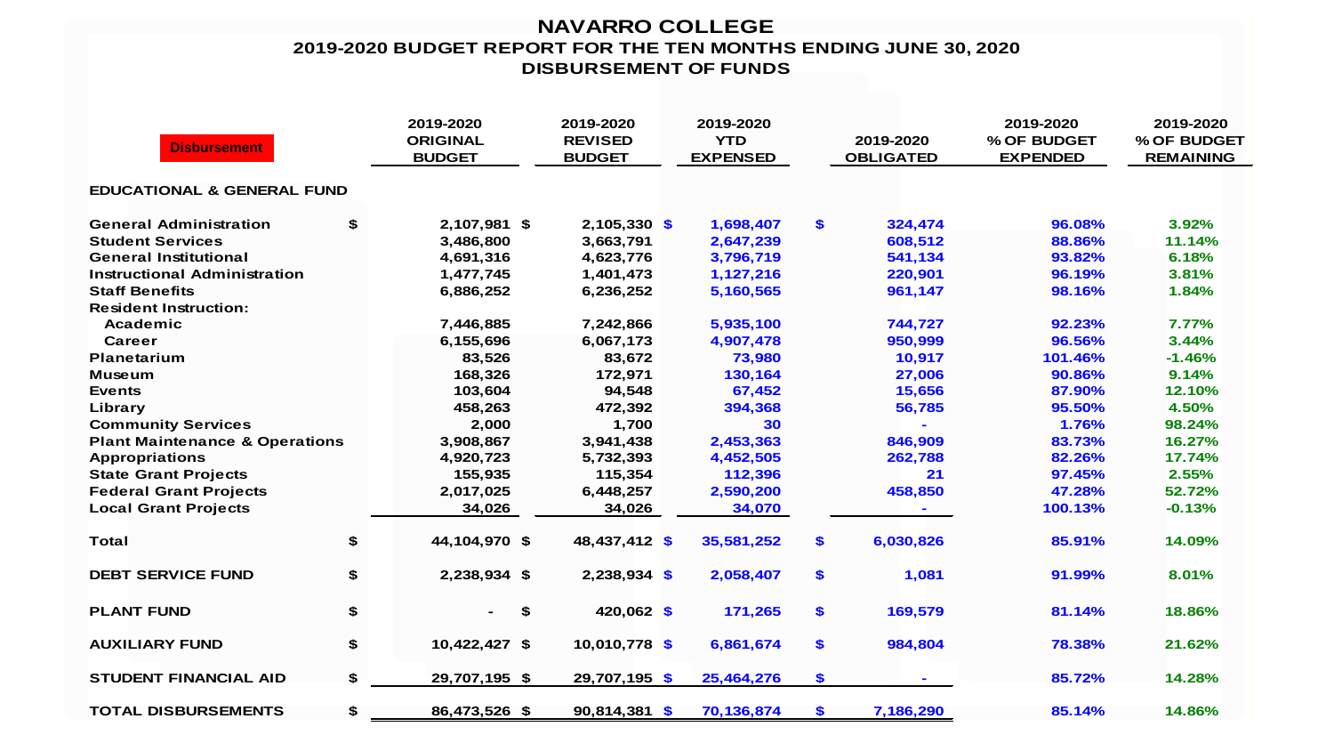# NAVARRO COLLEGE

## 2019-2020 BUDGET REPORT FOR THE TEN MONTHS ENDING JUNE 30, 2020

## DISBURSEMENT OF FUNDS

| Disbursement | 2019-2020 ORIGINAL BUDGET | 2019-2020 REVISED BUDGET | 2019-2020 YTD EXPENSED | 2019-2020 OBLIGATED | 2019-2020 % OF BUDGET EXPENDED | 2019-2020 % OF BUDGET REMAINING |
|---|---|---|---|---|---|---|
| **EDUCATIONAL & GENERAL FUND** | | | | | | |
| General Administration | $ 2,107,981 | $ 2,105,330 | $ 1,698,407 | $ 324,474 | 96.08% | 3.92% |
| Student Services | 3,486,800 | 3,663,791 | 2,647,239 | 608,512 | 88.86% | 11.14% |
| General Institutional | 4,691,316 | 4,623,776 | 3,796,719 | 541,134 | 93.82% | 6.18% |
| Instructional Administration | 1,477,745 | 1,401,473 | 1,127,216 | 220,901 | 96.19% | 3.81% |
| Staff Benefits | 6,886,252 | 6,236,252 | 5,160,565 | 961,147 | 98.16% | 1.84% |
| Resident Instruction: | | | | | | |
| Academic | 7,446,885 | 7,242,866 | 5,935,100 | 744,727 | 92.23% | 7.77% |
| Career | 6,155,696 | 6,067,173 | 4,907,478 | 950,999 | 96.56% | 3.44% |
| Planetarium | 83,526 | 83,672 | 73,980 | 10,917 | 101.46% | -1.46% |
| Museum | 168,326 | 172,971 | 130,164 | 27,006 | 90.86% | 9.14% |
| Events | 103,604 | 94,548 | 67,452 | 15,656 | 87.90% | 12.10% |
| Library | 458,263 | 472,392 | 394,368 | 56,785 | 95.50% | 4.50% |
| Community Services | 2,000 | 1,700 | 30 | - | 1.76% | 98.24% |
| Plant Maintenance & Operations | 3,908,867 | 3,941,438 | 2,453,363 | 846,909 | 83.73% | 16.27% |
| Appropriations | 4,920,723 | 5,732,393 | 4,452,505 | 262,788 | 82.26% | 17.74% |
| State Grant Projects | 155,935 | 115,354 | 112,396 | 21 | 97.45% | 2.55% |
| Federal Grant Projects | 2,017,025 | 6,448,257 | 2,590,200 | 458,850 | 47.28% | 52.72% |
| Local Grant Projects | 34,026 | 34,026 | 34,070 | - | 100.13% | -0.13% |
| **Total** | $ 44,104,970 | $ 48,437,412 | $ 35,581,252 | $ 6,030,826 | 85.91% | 14.09% |
| **DEBT SERVICE FUND** | $ 2,238,934 | $ 2,238,934 | $ 2,058,407 | $ 1,081 | 91.99% | 8.01% |
| **PLANT FUND** | $ - | $ 420,062 | $ 171,265 | $ 169,579 | 81.14% | 18.86% |
| **AUXILIARY FUND** | $ 10,422,427 | $ 10,010,778 | $ 6,861,674 | $ 984,804 | 78.38% | 21.62% |
| **STUDENT FINANCIAL AID** | $ 29,707,195 | $ 29,707,195 | $ 25,464,276 | $ - | 85.72% | 14.28% |
| **TOTAL DISBURSEMENTS** | $ 86,473,526 | $ 90,814,381 | $ 70,136,874 | $ 7,186,290 | 85.14% | 14.86% |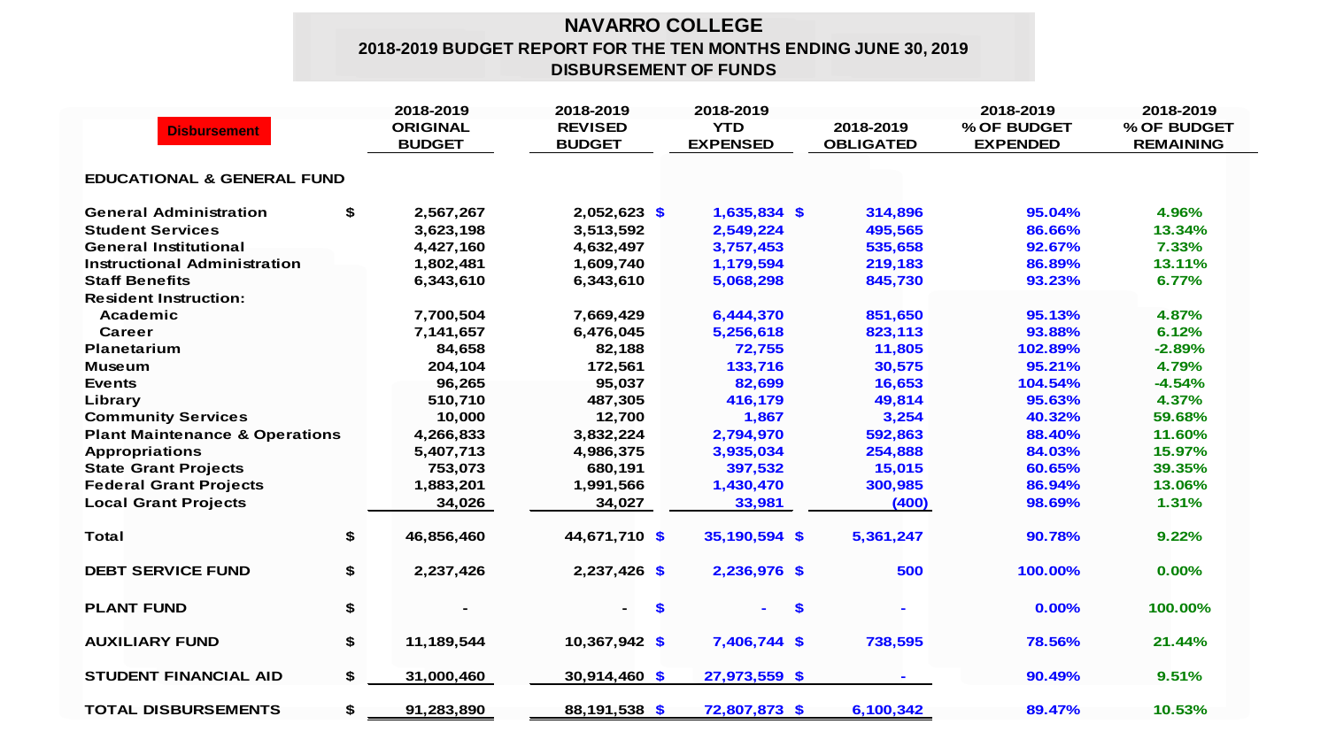# NAVARRO COLLEGE

## 2018-2019 BUDGET REPORT FOR THE TEN MONTHS ENDING JUNE 30, 2019

## DISBURSEMENT OF FUNDS

| Disbursement | | 2018-2019 ORIGINAL BUDGET | 2018-2019 REVISED BUDGET | | 2018-2019 YTD EXPENSED | | 2018-2019 OBLIGATED | 2018-2019 % OF BUDGET EXPENSED | 2018-2019 % OF BUDGET REMAINING |
|---|---|---|---|---|---|---|---|---|---|
| **EDUCATIONAL & GENERAL FUND** | | | | | | | | | |
| General Administration | $ | 2,567,267 | 2,052,623 | $ | 1,635,834 | $ | 314,896 | 95.04% | 4.96% |
| Student Services | | 3,623,198 | 3,513,592 | | 2,549,224 | | 495,565 | 86.66% | 13.34% |
| General Institutional | | 4,427,160 | 4,632,497 | | 3,757,453 | | 535,658 | 92.67% | 7.33% |
| Instructional Administration | | 1,802,481 | 1,609,740 | | 1,179,594 | | 219,183 | 86.89% | 13.11% |
| Staff Benefits | | 6,343,610 | 6,343,610 | | 5,068,298 | | 845,730 | 93.23% | 6.77% |
| Resident Instruction: | | | | | | | | | |
| Academic | | 7,700,504 | 7,669,429 | | 6,444,370 | | 851,650 | 95.13% | 4.87% |
| Career | | 7,141,657 | 6,476,045 | | 5,256,618 | | 823,113 | 93.88% | 6.12% |
| Planetarium | | 84,658 | 82,188 | | 72,755 | | 11,805 | 102.89% | -2.89% |
| Museum | | 204,104 | 172,561 | | 133,716 | | 30,575 | 95.21% | 4.79% |
| Events | | 96,265 | 95,037 | | 82,699 | | 16,653 | 104.54% | -4.54% |
| Library | | 510,710 | 487,305 | | 416,179 | | 49,814 | 95.63% | 4.37% |
| Community Services | | 10,000 | 12,700 | | 1,867 | | 3,254 | 40.32% | 59.68% |
| Plant Maintenance & Operations | | 4,266,833 | 3,832,224 | | 2,794,970 | | 592,863 | 88.40% | 11.60% |
| Appropriations | | 5,407,713 | 4,986,375 | | 3,935,034 | | 254,888 | 84.03% | 15.97% |
| State Grant Projects | | 753,073 | 680,191 | | 397,532 | | 15,015 | 60.65% | 39.35% |
| Federal Grant Projects | | 1,883,201 | 1,991,566 | | 1,430,470 | | 300,985 | 86.94% | 13.06% |
| Local Grant Projects | | 34,026 | 34,027 | | 33,981 | | (400) | 98.69% | 1.31% |
| **Total** | $ | 46,856,460 | 44,671,710 | $ | 35,190,594 | $ | 5,361,247 | 90.78% | 9.22% |
| **DEBT SERVICE FUND** | $ | 2,237,426 | 2,237,426 | $ | 2,236,976 | $ | 500 | 100.00% | 0.00% |
| **PLANT FUND** | $ | - | - | $ | - | $ | - | 0.00% | 100.00% |
| **AUXILIARY FUND** | $ | 11,189,544 | 10,367,942 | $ | 7,406,744 | $ | 738,595 | 78.56% | 21.44% |
| **STUDENT FINANCIAL AID** | $ | 31,000,460 | 30,914,460 | $ | 27,973,559 | $ | - | 90.49% | 9.51% |
| **TOTAL DISBURSEMENTS** | $ | 91,283,890 | 88,191,538 | $ | 72,807,873 | $ | 6,100,342 | 89.47% | 10.53% |